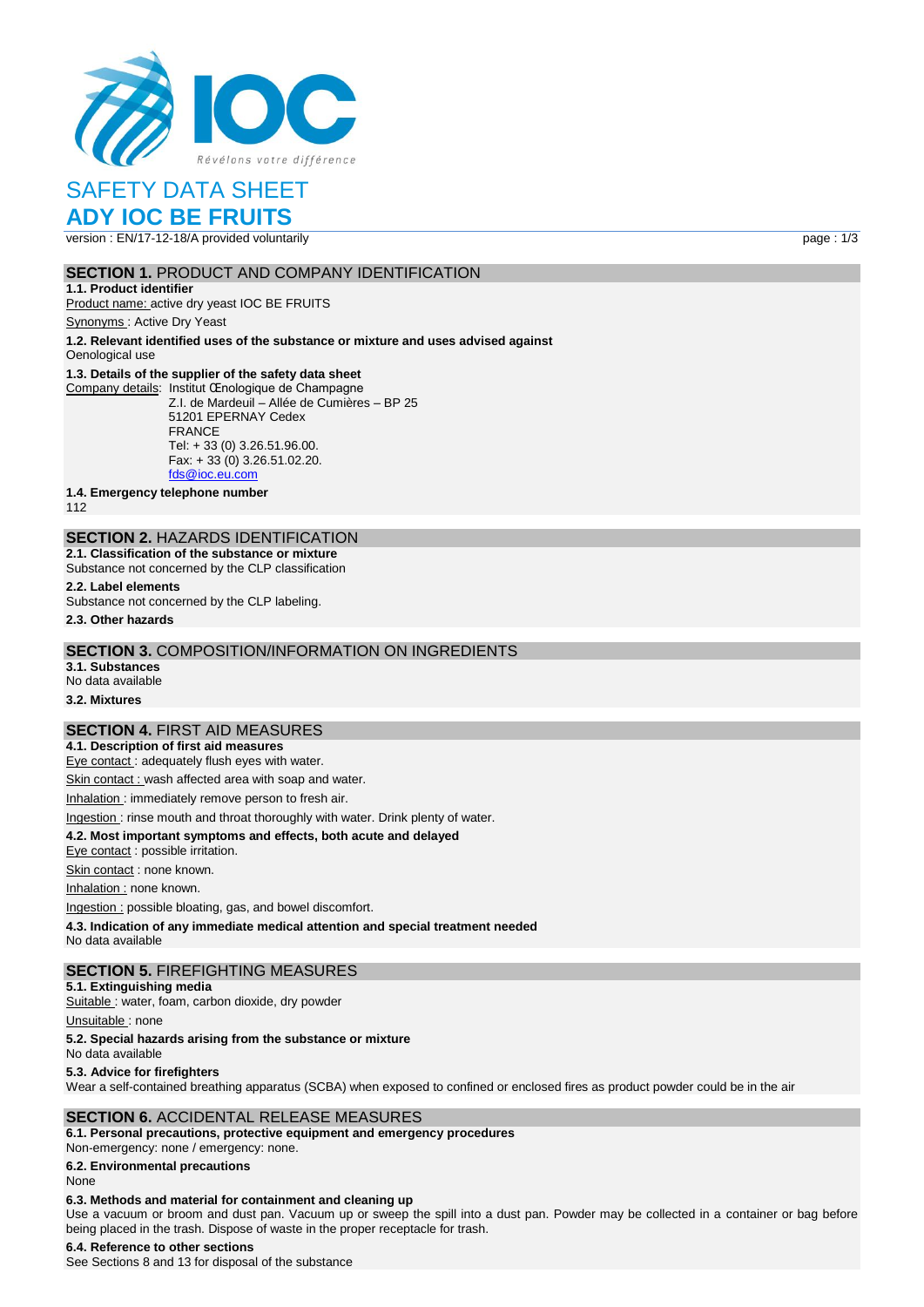Révélons votre différence

# SAFETY DATA SHEET
# ADY IOC BE FRUITS

version : EN/17-12-18/A provided voluntarily

## SECTION 1. PRODUCT AND COMPANY IDENTIFICATION

**1.1. Product identifier**

Product name: active dry yeast IOC BE FRUITS

Synonyms : Active Dry Yeast

**1.2. Relevant identified uses of the substance or mixture and uses advised against**

Oenological use

**1.3. Details of the supplier of the safety data sheet**

Company details: Institut Œnologique de Champagne
Z.I. de Mardeuil – Allée de Cumières – BP 25
51201 EPERNAY Cedex
FRANCE
Tel: + 33 (0) 3.26.51.96.00.
Fax: + 33 (0) 3.26.51.02.20.
fds@ioc.eu.com

**1.4. Emergency telephone number**

112

## SECTION 2. HAZARDS IDENTIFICATION

**2.1. Classification of the substance or mixture**

Substance not concerned by the CLP classification

**2.2. Label elements**

Substance not concerned by the CLP labeling.

**2.3. Other hazards**

## SECTION 3. COMPOSITION/INFORMATION ON INGREDIENTS

**3.1. Substances**

No data available

**3.2. Mixtures**

## SECTION 4. FIRST AID MEASURES

**4.1. Description of first aid measures**

Eye contact : adequately flush eyes with water.

Skin contact : wash affected area with soap and water.

Inhalation : immediately remove person to fresh air.

Ingestion : rinse mouth and throat thoroughly with water. Drink plenty of water.

**4.2. Most important symptoms and effects, both acute and delayed**

Eye contact : possible irritation.

Skin contact : none known.

Inhalation : none known.

Ingestion : possible bloating, gas, and bowel discomfort.

**4.3. Indication of any immediate medical attention and special treatment needed**

No data available

## SECTION 5. FIREFIGHTING MEASURES

**5.1. Extinguishing media**

Suitable : water, foam, carbon dioxide, dry powder

Unsuitable : none

**5.2. Special hazards arising from the substance or mixture**

No data available

**5.3. Advice for firefighters**

Wear a self-contained breathing apparatus (SCBA) when exposed to confined or enclosed fires as product powder could be in the air

## SECTION 6. ACCIDENTAL RELEASE MEASURES

**6.1. Personal precautions, protective equipment and emergency procedures**

Non-emergency: none / emergency: none.

**6.2. Environmental precautions**

None

**6.3. Methods and material for containment and cleaning up**

Use a vacuum or broom and dust pan. Vacuum up or sweep the spill into a dust pan. Powder may be collected in a container or bag before being placed in the trash. Dispose of waste in the proper receptacle for trash.

**6.4. Reference to other sections**

See Sections 8 and 13 for disposal of the substance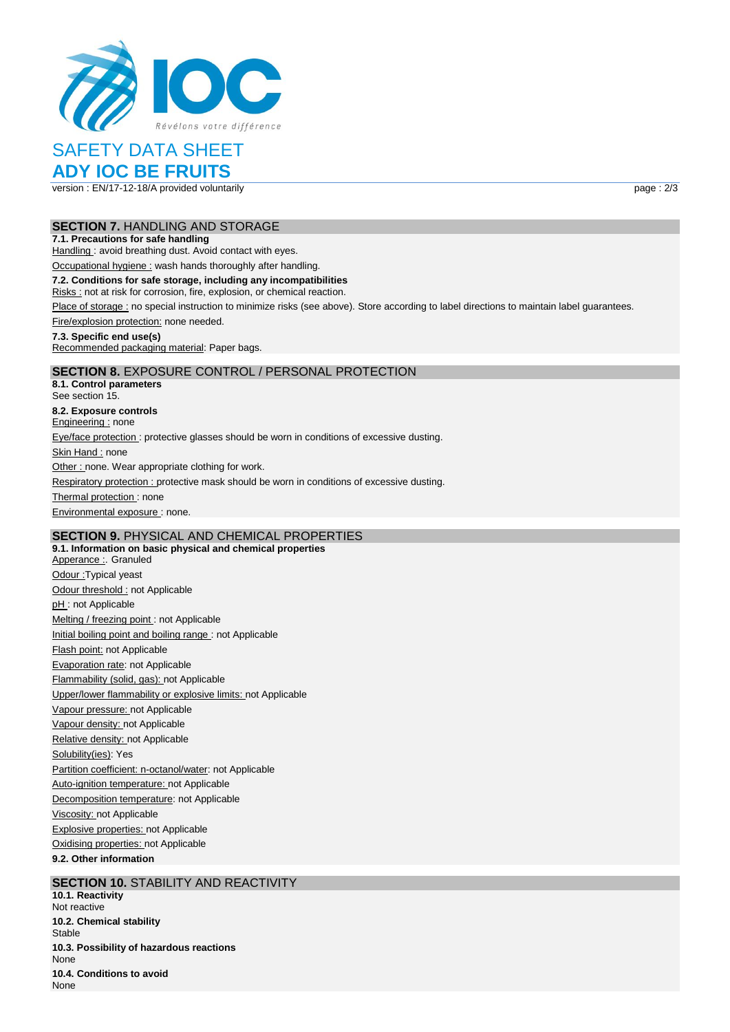# SAFETY DATA SHEET
## ADY IOC BE FRUITS

version : EN/17-12-18/A provided voluntarily

## SECTION 7. HANDLING AND STORAGE

**7.1. Precautions for safe handling**

Handling : avoid breathing dust. Avoid contact with eyes.

Occupational hygiene : wash hands thoroughly after handling.

**7.2. Conditions for safe storage, including any incompatibilities**

Risks : not at risk for corrosion, fire, explosion, or chemical reaction.

Place of storage : no special instruction to minimize risks (see above). Store according to label directions to maintain label guarantees.

Fire/explosion protection: none needed.

**7.3. Specific end use(s)**

Recommended packaging material: Paper bags.

## SECTION 8. EXPOSURE CONTROL / PERSONAL PROTECTION

**8.1. Control parameters**

See section 15.

**8.2. Exposure controls**

Engineering : none

Eye/face protection : protective glasses should be worn in conditions of excessive dusting.

Skin Hand : none

Other : none. Wear appropriate clothing for work.

Respiratory protection : protective mask should be worn in conditions of excessive dusting.

Thermal protection : none

Environmental exposure : none.

## SECTION 9. PHYSICAL AND CHEMICAL PROPERTIES

**9.1. Information on basic physical and chemical properties**

Apperance :. Granuled

Odour :Typical yeast

Odour threshold : not Applicable

pH : not Applicable

Melting / freezing point : not Applicable

Initial boiling point and boiling range : not Applicable

Flash point: not Applicable

Evaporation rate: not Applicable

Flammability (solid, gas): not Applicable

Upper/lower flammability or explosive limits: not Applicable

Vapour pressure: not Applicable

Vapour density: not Applicable

Relative density: not Applicable

Solubility(ies): Yes

Partition coefficient: n-octanol/water: not Applicable

Auto-ignition temperature: not Applicable

Decomposition temperature: not Applicable

Viscosity: not Applicable

Explosive properties: not Applicable

Oxidising properties: not Applicable

**9.2. Other information**

## SECTION 10. STABILITY AND REACTIVITY

**10.1. Reactivity**

Not reactive

**10.2. Chemical stability**

Stable

**10.3. Possibility of hazardous reactions**

None

**10.4. Conditions to avoid**

None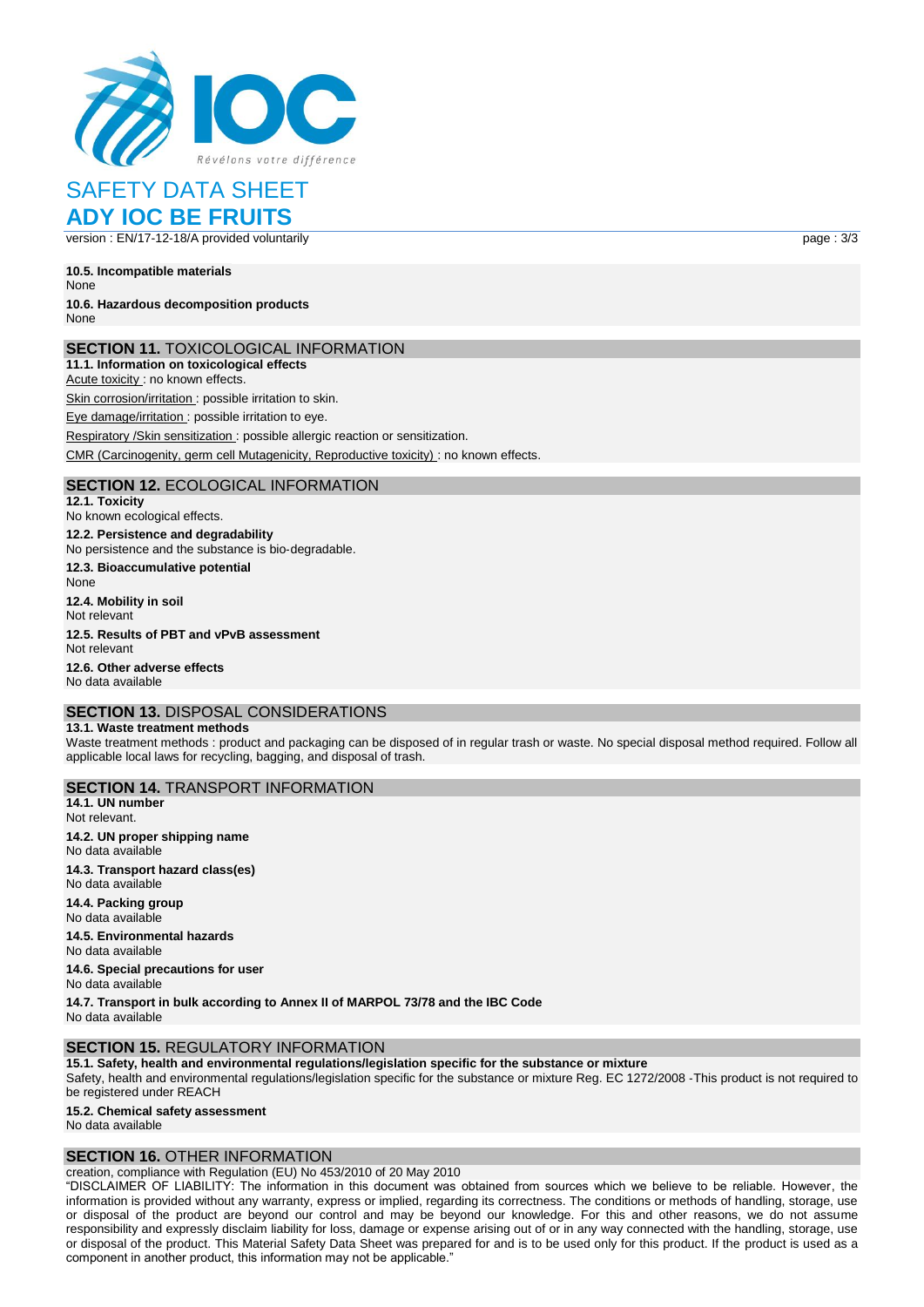**10.5. Incompatible materials**
None

**10.6. Hazardous decomposition products**
None

## SECTION 11. TOXICOLOGICAL INFORMATION

**11.1. Information on toxicological effects**

Acute toxicity : no known effects.

Skin corrosion/irritation : possible irritation to skin.

Eye damage/irritation : possible irritation to eye.

Respiratory /Skin sensitization : possible allergic reaction or sensitization.

CMR (Carcinogenity, germ cell Mutagenicity, Reproductive toxicity) : no known effects.

## SECTION 12. ECOLOGICAL INFORMATION

**12.1. Toxicity**
No known ecological effects.

**12.2. Persistence and degradability**
No persistence and the substance is bio-degradable.

**12.3. Bioaccumulative potential**
None

**12.4. Mobility in soil**
Not relevant

**12.5. Results of PBT and vPvB assessment**
Not relevant

**12.6. Other adverse effects**
No data available

## SECTION 13. DISPOSAL CONSIDERATIONS

**13.1. Waste treatment methods**
Waste treatment methods : product and packaging can be disposed of in regular trash or waste. No special disposal method required. Follow all applicable local laws for recycling, bagging, and disposal of trash.

## SECTION 14. TRANSPORT INFORMATION

**14.1. UN number**
Not relevant.

**14.2. UN proper shipping name**
No data available

**14.3. Transport hazard class(es)**
No data available

**14.4. Packing group**
No data available

**14.5. Environmental hazards**
No data available

**14.6. Special precautions for user**
No data available

**14.7. Transport in bulk according to Annex II of MARPOL 73/78 and the IBC Code**
No data available

## SECTION 15. REGULATORY INFORMATION

**15.1. Safety, health and environmental regulations/legislation specific for the substance or mixture**
Safety, health and environmental regulations/legislation specific for the substance or mixture Reg. EC 1272/2008 -This product is not required to be registered under REACH

**15.2. Chemical safety assessment**
No data available

## SECTION 16. OTHER INFORMATION

creation, compliance with Regulation (EU) No 453/2010 of 20 May 2010

"DISCLAIMER OF LIABILITY: The information in this document was obtained from sources which we believe to be reliable. However, the information is provided without any warranty, express or implied, regarding its correctness. The conditions or methods of handling, storage, use or disposal of the product are beyond our control and may be beyond our knowledge. For this and other reasons, we do not assume responsibility and expressly disclaim liability for loss, damage or expense arising out of or in any way connected with the handling, storage, use or disposal of the product. This Material Safety Data Sheet was prepared for and is to be used only for this product. If the product is used as a component in another product, this information may not be applicable."